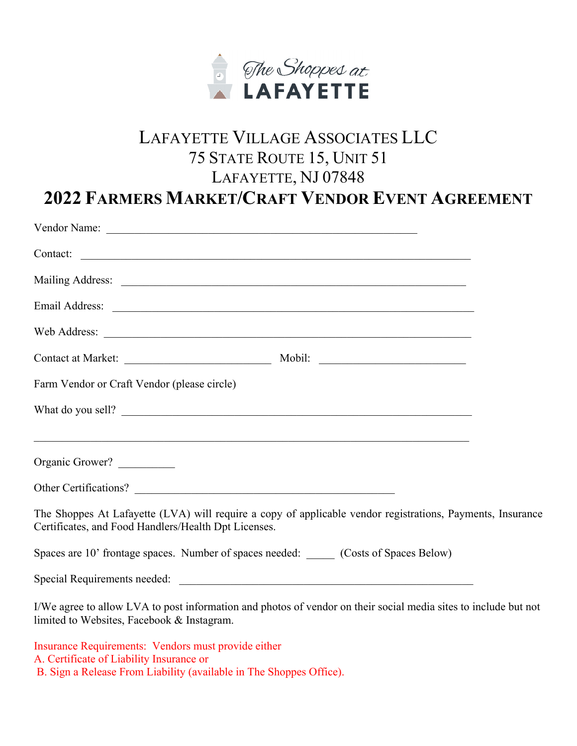The Shoppes at LAFAYETTE

# LAFAYETTE VILLAGE ASSOCIATES LLC
75 STATE ROUTE 15, UNIT 51
LAFAYETTE, NJ 07848

# 2022 FARMERS MARKET/CRAFT VENDOR EVENT AGREEMENT

Vendor Name: ______________________________________________________

Contact: _____________________________________________________________

Mailing Address: _____________________________________________________

Email Address: _______________________________________________________

Web Address: _________________________________________________________

Contact at Market: __________________________ Mobil: __________________________

Farm Vendor or Craft Vendor (please circle)

What do you sell? ____________________________________________________

_____________________________________________________________________

Organic Grower? __________

Other Certifications? _______________________________________________

The Shoppes At Lafayette (LVA) will require a copy of applicable vendor registrations, Payments, Insurance Certificates, and Food Handlers/Health Dpt Licenses.

Spaces are 10' frontage spaces. Number of spaces needed: _____ (Costs of Spaces Below)

Special Requirements needed: ________________________________________

I/We agree to allow LVA to post information and photos of vendor on their social media sites to include but not limited to Websites, Facebook & Instagram.

Insurance Requirements: Vendors must provide either
A. Certificate of Liability Insurance or
B. Sign a Release From Liability (available in The Shoppes Office).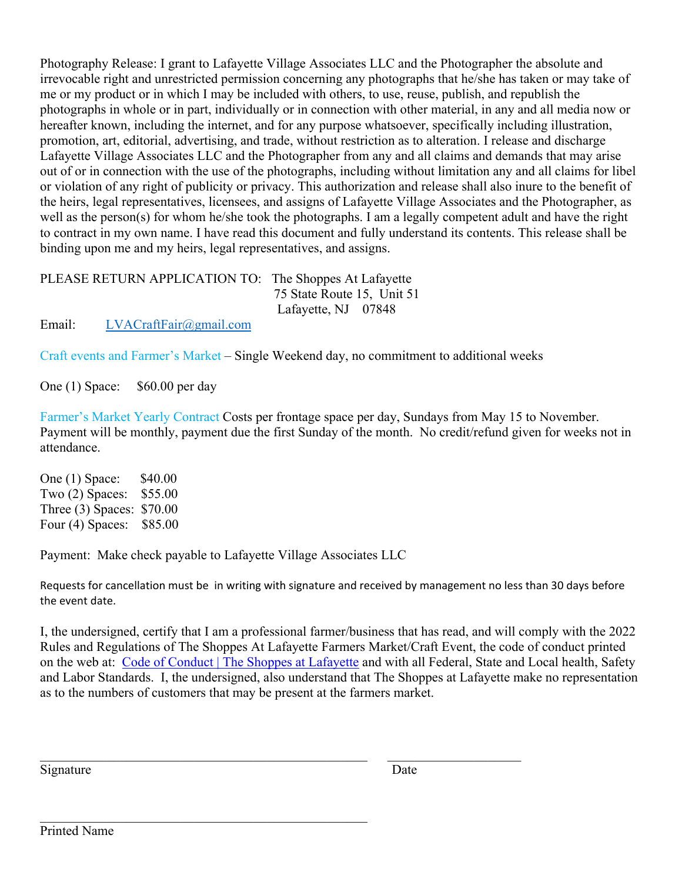Photography Release: I grant to Lafayette Village Associates LLC and the Photographer the absolute and irrevocable right and unrestricted permission concerning any photographs that he/she has taken or may take of me or my product or in which I may be included with others, to use, reuse, publish, and republish the photographs in whole or in part, individually or in connection with other material, in any and all media now or hereafter known, including the internet, and for any purpose whatsoever, specifically including illustration, promotion, art, editorial, advertising, and trade, without restriction as to alteration. I release and discharge Lafayette Village Associates LLC and the Photographer from any and all claims and demands that may arise out of or in connection with the use of the photographs, including without limitation any and all claims for libel or violation of any right of publicity or privacy. This authorization and release shall also inure to the benefit of the heirs, legal representatives, licensees, and assigns of Lafayette Village Associates and the Photographer, as well as the person(s) for whom he/she took the photographs. I am a legally competent adult and have the right to contract in my own name. I have read this document and fully understand its contents. This release shall be binding upon me and my heirs, legal representatives, and assigns.

PLEASE RETURN APPLICATION TO: The Shoppes At Lafayette
75 State Route 15, Unit 51
Lafayette, NJ 07848

Email: LVACraftFair@gmail.com

Craft events and Farmer's Market – Single Weekend day, no commitment to additional weeks

One (1) Space: $60.00 per day

Farmer's Market Yearly Contract Costs per frontage space per day, Sundays from May 15 to November. Payment will be monthly, payment due the first Sunday of the month. No credit/refund given for weeks not in attendance.

One (1) Space: $40.00
Two (2) Spaces: $55.00
Three (3) Spaces: $70.00
Four (4) Spaces: $85.00

Payment: Make check payable to Lafayette Village Associates LLC

Requests for cancellation must be in writing with signature and received by management no less than 30 days before the event date.

I, the undersigned, certify that I am a professional farmer/business that has read, and will comply with the 2022 Rules and Regulations of The Shoppes At Lafayette Farmers Market/Craft Event, the code of conduct printed on the web at: Code of Conduct | The Shoppes at Lafayette and with all Federal, State and Local health, Safety and Labor Standards. I, the undersigned, also understand that The Shoppes at Lafayette make no representation as to the numbers of customers that may be present at the farmers market.

\_\_\_\_\_\_\_\_\_\_\_\_\_\_\_\_\_\_\_\_\_\_\_\_\_\_\_\_\_\_\_\_\_\_\_\_\_\_\_\_ \_\_\_\_\_\_\_\_\_\_\_\_\_\_\_\_\_\_\_\_
Signature Date

\_\_\_\_\_\_\_\_\_\_\_\_\_\_\_\_\_\_\_\_\_\_\_\_\_\_\_\_\_\_\_\_\_\_\_\_\_\_\_\_
Printed Name